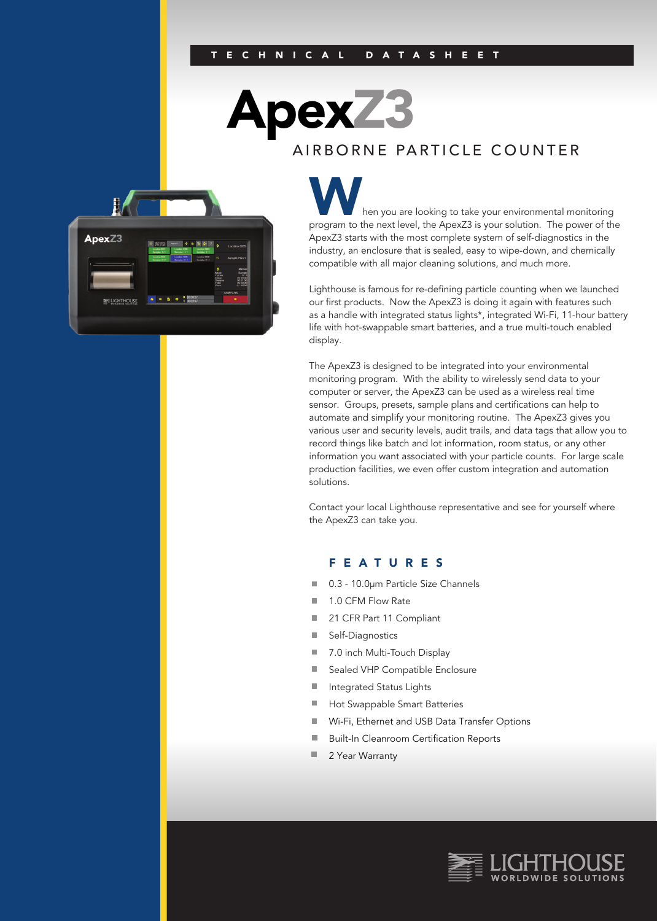TECHNICAL DATASHEET

# ApexZ3

## AIRBORNE PARTICLE COUNTER

When you are looking to take your environmental monitoring program to the next level, the ApexZ3 is your solution. The power of the ApexZ3 starts with the most complete system of self-diagnostics in the industry, an enclosure that is sealed, easy to wipe-down, and chemically compatible with all major cleaning solutions, and much more.

Lighthouse is famous for re-defining particle counting when we launched our first products. Now the ApexZ3 is doing it again with features such as a handle with integrated status lights*, integrated Wi-Fi, 11-hour battery life with hot-swappable smart batteries, and a true multi-touch enabled display.

The ApexZ3 is designed to be integrated into your environmental monitoring program. With the ability to wirelessly send data to your computer or server, the ApexZ3 can be used as a wireless real time sensor. Groups, presets, sample plans and certifications can help to automate and simplify your monitoring routine. The ApexZ3 gives you various user and security levels, audit trails, and data tags that allow you to record things like batch and lot information, room status, or any other information you want associated with your particle counts. For large scale production facilities, we even offer custom integration and automation solutions.

Contact your local Lighthouse representative and see for yourself where the ApexZ3 can take you.

### FEATURES

- 0.3 - 10.0µm Particle Size Channels
- 1.0 CFM Flow Rate
- 21 CFR Part 11 Compliant
- Self-Diagnostics
- 7.0 inch Multi-Touch Display
- Sealed VHP Compatible Enclosure
- Integrated Status Lights
- Hot Swappable Smart Batteries
- Wi-Fi, Ethernet and USB Data Transfer Options
- Built-In Cleanroom Certification Reports
- 2 Year Warranty

LIGHTHOUSE WORLDWIDE SOLUTIONS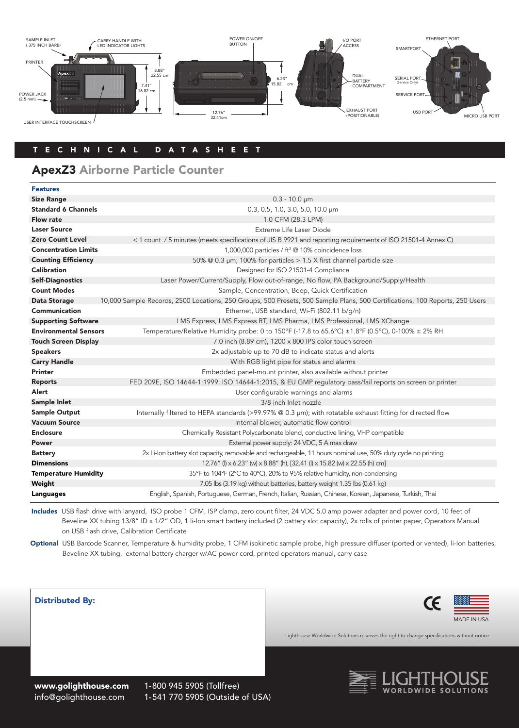SAMPLE INLET (.375 INCH BARB)
CARRY HANDLE WITH LED INDICATOR LIGHTS
PRINTER
POWER JACK (2.5 mm)
USER INTERFACE TOUCHSCREEN
8.88" 22.55 cm
7.41" 18.82 cm
POWER ON/OFF BUTTON
6.23" 15.82 cm
12.76" 32.41cm
I/O PORT ACCESS
DUAL BATTERY COMPARTMENT
EXHAUST PORT (POSITIONABLE)
ETHERNET PORT
SMARTPORT
SERIAL PORT (Service Only)
SERVICE PORT
USB PORT
MICRO USB PORT

TECHNICAL DATASHEET

# ApexZ3 Airborne Particle Counter

| Features | |
|---|---|
| **Size Range** | 0.3 - 10.0 µm |
| **Standard 6 Channels** | 0.3, 0.5, 1.0, 3.0, 5.0, 10.0 µm |
| **Flow rate** | 1.0 CFM (28.3 LPM) |
| **Laser Source** | Extreme Life Laser Diode |
| **Zero Count Level** | < 1 count / 5 minutes (meets specifications of JIS B 9921 and reporting requirements of ISO 21501-4 Annex C) |
| **Concentration Limits** | 1,000,000 particles / $ft^3$ @ 10% coincidence loss |
| **Counting Efficiency** | 50% @ 0.3 µm; 100% for particles > 1.5 X first channel particle size |
| **Calibration** | Designed for ISO 21501-4 Compliance |
| **Self-Diagnostics** | Laser Power/Current/Supply, Flow out-of-range, No flow, PA Background/Supply/Health |
| **Count Modes** | Sample, Concentration, Beep, Quick Certification |
| **Data Storage** | 10,000 Sample Records, 2500 Locations, 250 Groups, 500 Presets, 500 Sample Plans, 500 Certifications, 100 Reports, 250 Users |
| **Communication** | Ethernet, USB standard, Wi-Fi (802.11 b/g/n) |
| **Supporting Software** | LMS Express, LMS Express RT, LMS Pharma, LMS Professional, LMS XChange |
| **Environmental Sensors** | Temperature/Relative Humidity probe: 0 to 150°F (-17.8 to 65.6°C) ±1.8°F (0.5°C), 0-100% ± 2% RH |
| **Touch Screen Display** | 7.0 inch (8.89 cm), 1200 x 800 IPS color touch screen |
| **Speakers** | 2x adjustable up to 70 dB to indicate status and alerts |
| **Carry Handle** | With RGB light pipe for status and alarms |
| **Printer** | Embedded panel-mount printer, also available without printer |
| **Reports** | FED 209E, ISO 14644-1:1999, ISO 14644-1:2015, & EU GMP regulatory pass/fail reports on screen or printer |
| **Alert** | User configurable warnings and alarms |
| **Sample Inlet** | 3/8 inch Inlet nozzle |
| **Sample Output** | Internally filtered to HEPA standards (>99.97% @ 0.3 µm); with rotatable exhaust fitting for directed flow |
| **Vacuum Source** | Internal blower, automatic flow control |
| **Enclosure** | Chemically Resistant Polycarbonate blend, conductive lining, VHP compatible |
| **Power** | External power supply: 24 VDC, 5 A max draw |
| **Battery** | 2x Li-Ion battery slot capacity, removable and rechargeable, 11 hours nominal use, 50% duty cycle no printing |
| **Dimensions** | 12.76" (l) x 6.23" (w) x 8.88" (h), [32.41 (l) x 15.82 (w) x 22.55 (h) cm] |
| **Temperature Humidity** | 35°F to 104°F (2°C to 40°C), 20% to 95% relative humidity, non-condensing |
| **Weight** | 7.05 lbs (3.19 kg) without batteries, battery weight 1.35 lbs (0.61 kg) |
| **Languages** | English, Spanish, Portuguese, German, French, Italian, Russian, Chinese, Korean, Japanese, Turkish, Thai |

**Includes** USB flash drive with lanyard, ISO probe 1 CFM, ISP clamp, zero count filter, 24 VDC 5.0 amp power adapter and power cord, 10 feet of Beveline XX tubing 13/8" ID x 1/2" OD, 1 li-Ion smart battery included (2 battery slot capacity), 2x rolls of printer paper, Operators Manual on USB flash drive, Calibration Certificate

**Optional** USB Barcode Scanner, Temperature & humidity probe, 1 CFM isokinetic sample probe, high pressure diffuser (ported or vented), li-Ion batteries, Beveline XX tubing, external battery charger w/AC power cord, printed operators manual, carry case

**Distributed By:**

MADE IN USA

Lighthouse Worldwide Solutions reserves the right to change specifications without notice.

**www.golighthouse.com**
info@golighthouse.com
1-800 945 5905 (Tollfree)
1-541 770 5905 (Outside of USA)

LIGHTHOUSE WORLDWIDE SOLUTIONS